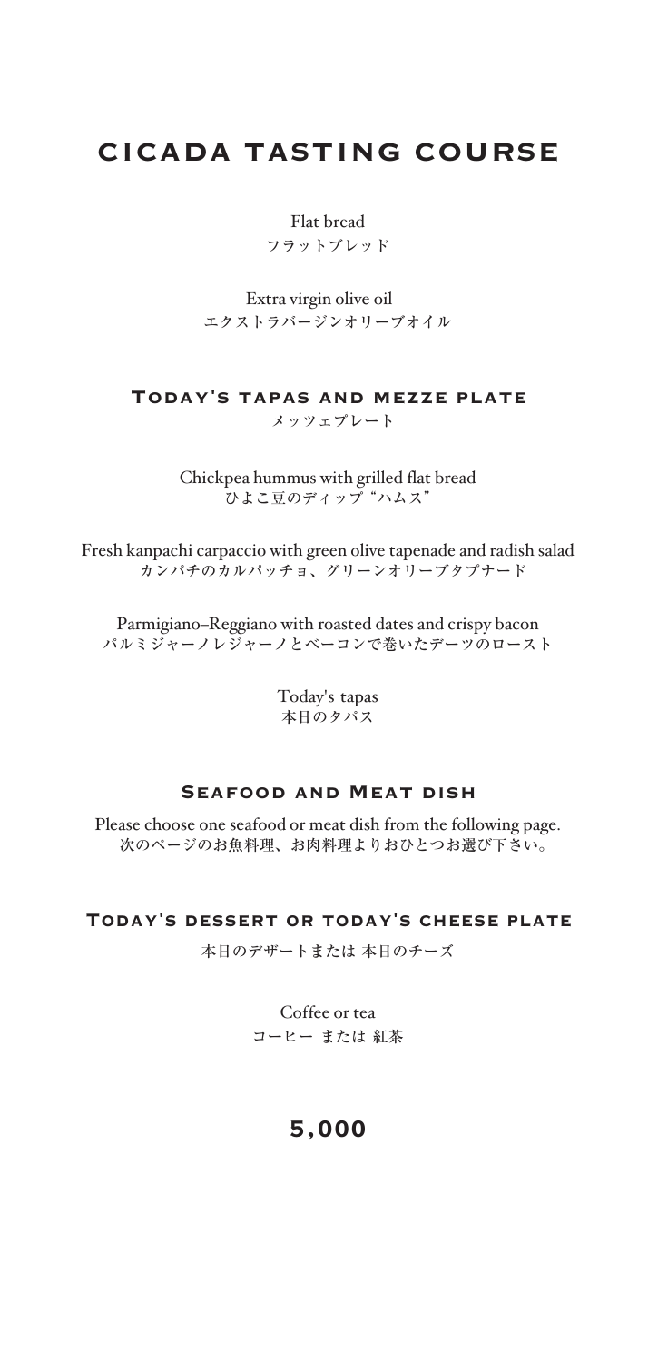# CICADA TASTING COURSE

Flat bread
フラットブレッド

Extra virgin olive oil
エクストラバージンオリーブオイル

## Today's tapas and mezze plate

メッツェプレート

Chickpea hummus with grilled flat bread
ひよこ豆のディップ"ハムス"

Fresh kanpachi carpaccio with green olive tapenade and radish salad
カンパチのカルパッチョ、グリーンオリーブタプナード

Parmigiano–Reggiano with roasted dates and crispy bacon
パルミジャーノレジャーノとベーコンで巻いたデーツのロースト

Today's tapas
本日のタパス

## Seafood and Meat dish

Please choose one seafood or meat dish from the following page.
次のページのお魚料理、お肉料理よりおひとつお選び下さい。

## Today's dessert or today's cheese plate

本日のデザートまたは 本日のチーズ

Coffee or tea
コーヒー または 紅茶

## 5,000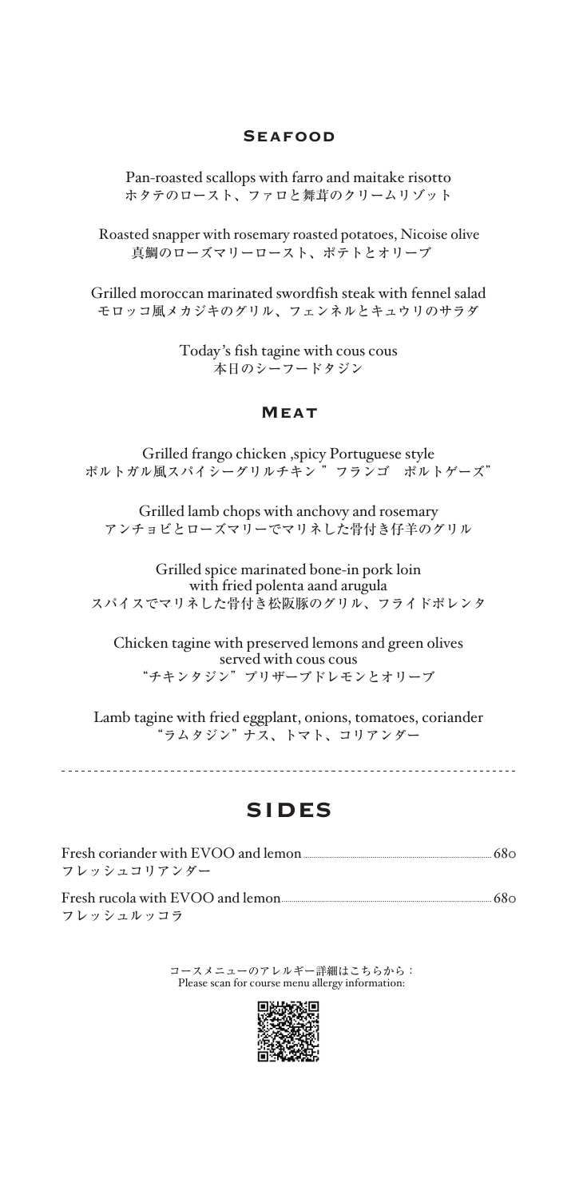## Seafood

Pan-roasted scallops with farro and maitake risotto
ホタテのロースト、ファロと舞茸のクリームリゾット

Roasted snapper with rosemary roasted potatoes, Nicoise olive
真鯛のローズマリーロースト、ポテトとオリーブ

Grilled moroccan marinated swordfish steak with fennel salad
モロッコ風メカジキのグリル、フェンネルとキュウリのサラダ

Today's fish tagine with cous cous
本日のシーフードタジン

## Meat

Grilled frango chicken ,spicy Portuguese style
ポルトガル風スパイシーグリルチキン "フランゴ　ポルトゲーズ"

Grilled lamb chops with anchovy and rosemary
アンチョビとローズマリーでマリネした骨付き仔羊のグリル

Grilled spice marinated bone-in pork loin
with fried polenta aand arugula
スパイスでマリネした骨付き松阪豚のグリル、フライドポレンタ

Chicken tagine with preserved lemons and green olives
served with cous cous
"チキンタジン" プリザーブドレモンとオリーブ

Lamb tagine with fried eggplant, onions, tomatoes, coriander
"ラムタジン" ナス、トマト、コリアンダー

---

## SIDES

Fresh coriander with EVOO and lemon ............ 680
フレッシュコリアンダー

Fresh rucola with EVOO and lemon ............ 680
フレッシュルッコラ

コースメニューのアレルギー詳細はこちらから：
Please scan for course menu allergy information: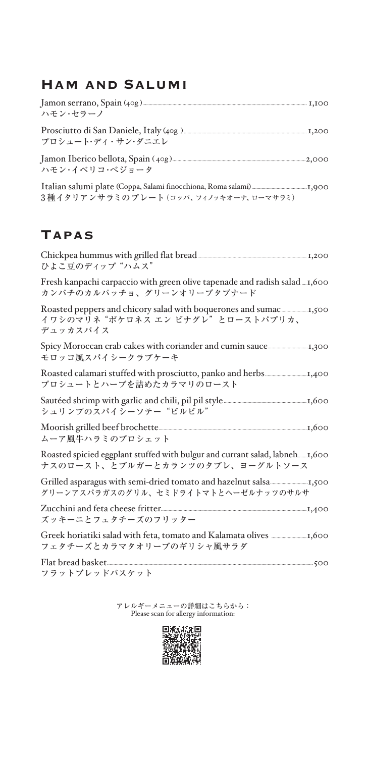## Ham and Salumi

Jamon serrano, Spain (40g) ..... 1,100
ハモン・セラーノ

Prosciutto di San Daniele, Italy (40g ) ..... 1,200
プロシュート・ディ・サン・ダニエレ

Jamon Iberico bellota, Spain ( 40g) ..... 2,000
ハモン・イベリコ・ベジョータ

Italian salumi plate (Coppa, Salami finocchiona, Roma salami) ..... 1,900
3種イタリアンサラミのプレート（コッパ、フィノッキオーナ、ローマサラミ）

## Tapas

Chickpea hummus with grilled flat bread ..... 1,200
ひよこ豆のディップ "ハムス"

Fresh kanpachi carpaccio with green olive tapenade and radish salad ..... 1,600
カンパチのカルパッチョ、グリーンオリーブタプナード

Roasted peppers and chicory salad with boquerones and sumac ..... 1,500
イワシのマリネ "ボケロネス エン ビナグレ" とローストパプリカ、
デュッカスパイス

Spicy Moroccan crab cakes with coriander and cumin sauce ..... 1,300
モロッコ風スパイシークラブケーキ

Roasted calamari stuffed with prosciutto, panko and herbs ..... 1,400
プロシュートとハーブを詰めたカラマリのロースト

Sautéed shrimp with garlic and chili, pil pil style ..... 1,600
シュリンプのスパイシーソテー "ピルピル"

Moorish grilled beef brochette ..... 1,600
ムーア風牛ハラミのブロシェット

Roasted spicied eggplant stuffed with bulgur and currant salad, labneh ..... 1,600
ナスのロースト、とブルガーとカランツのタブレ、ヨーグルトソース

Grilled asparagus with semi-dried tomato and hazelnut salsa ..... 1,500
グリーンアスパラガスのグリル、セミドライトマトとヘーゼルナッツのサルサ

Zucchini and feta cheese fritter ..... 1,400
ズッキーニとフェタチーズのフリッター

Greek horiatiki salad with feta, tomato and Kalamata olives ..... 1,600
フェタチーズとカラマタオリーブのギリシャ風サラダ

Flat bread basket ..... 500
フラットブレッドバスケット

アレルギーメニューの詳細はこちらから：
Please scan for allergy information: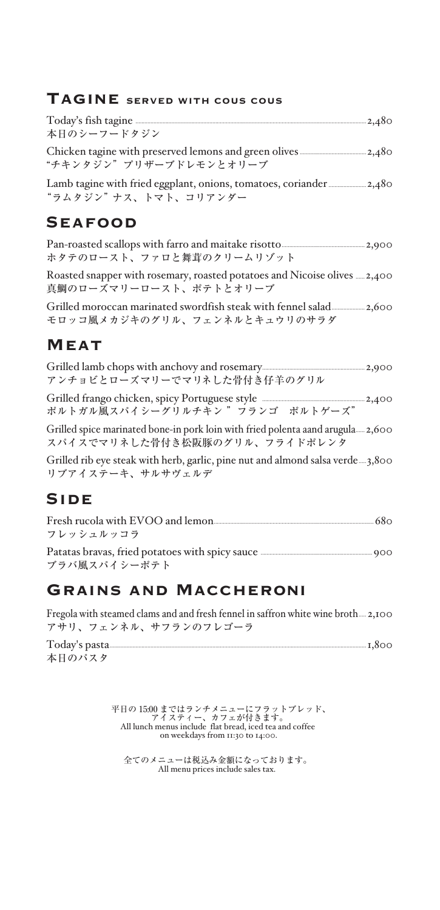## Tagine served with cous cous

Today's fish tagine ..... 2,480
本日のシーフードタジン

Chicken tagine with preserved lemons and green olives ..... 2,480
"チキンタジン" プリザーブドレモンとオリーブ

Lamb tagine with fried eggplant, onions, tomatoes, coriander ..... 2,480
"ラムタジン" ナス、トマト、コリアンダー

## Seafood

Pan-roasted scallops with farro and maitake risotto ..... 2,900
ホタテのロースト、ファロと舞茸のクリームリゾット

Roasted snapper with rosemary, roasted potatoes and Nicoise olives ..... 2,400
真鯛のローズマリーロースト、ポテトとオリーブ

Grilled moroccan marinated swordfish steak with fennel salad ..... 2,600
モロッコ風メカジキのグリル、フェンネルとキュウリのサラダ

## Meat

Grilled lamb chops with anchovy and rosemary ..... 2,900
アンチョビとローズマリーでマリネした骨付き仔羊のグリル

Grilled frango chicken, spicy Portuguese style ..... 2,400
ポルトガル風スパイシーグリルチキン "フランゴ ポルトゲーズ"

Grilled spice marinated bone-in pork loin with fried polenta aand arugula ..... 2,600
スパイスでマリネした骨付き松阪豚のグリル、フライドポレンタ

Grilled rib eye steak with herb, garlic, pine nut and almond salsa verde ..... 3,800
リブアイステーキ、サルサヴェルデ

## Side

Fresh rucola with EVOO and lemon ..... 680
フレッシュルッコラ

Patatas bravas, fried potatoes with spicy sauce ..... 900
ブラバ風スパイシーポテト

## Grains and Maccheroni

Fregola with steamed clams and and fresh fennel in saffron white wine broth ..... 2,100
アサリ、フェンネル、サフランのフレゴーラ

Today's pasta ..... 1,800
本日のパスタ

平日の 15:00 まではランチメニューにフラットブレッド、アイスティー、カフェが付きます。
All lunch menus include flat bread, iced tea and coffee on weekdays from 11:30 to 14:00.

全てのメニューは税込み金額になっております。
All menu prices include sales tax.